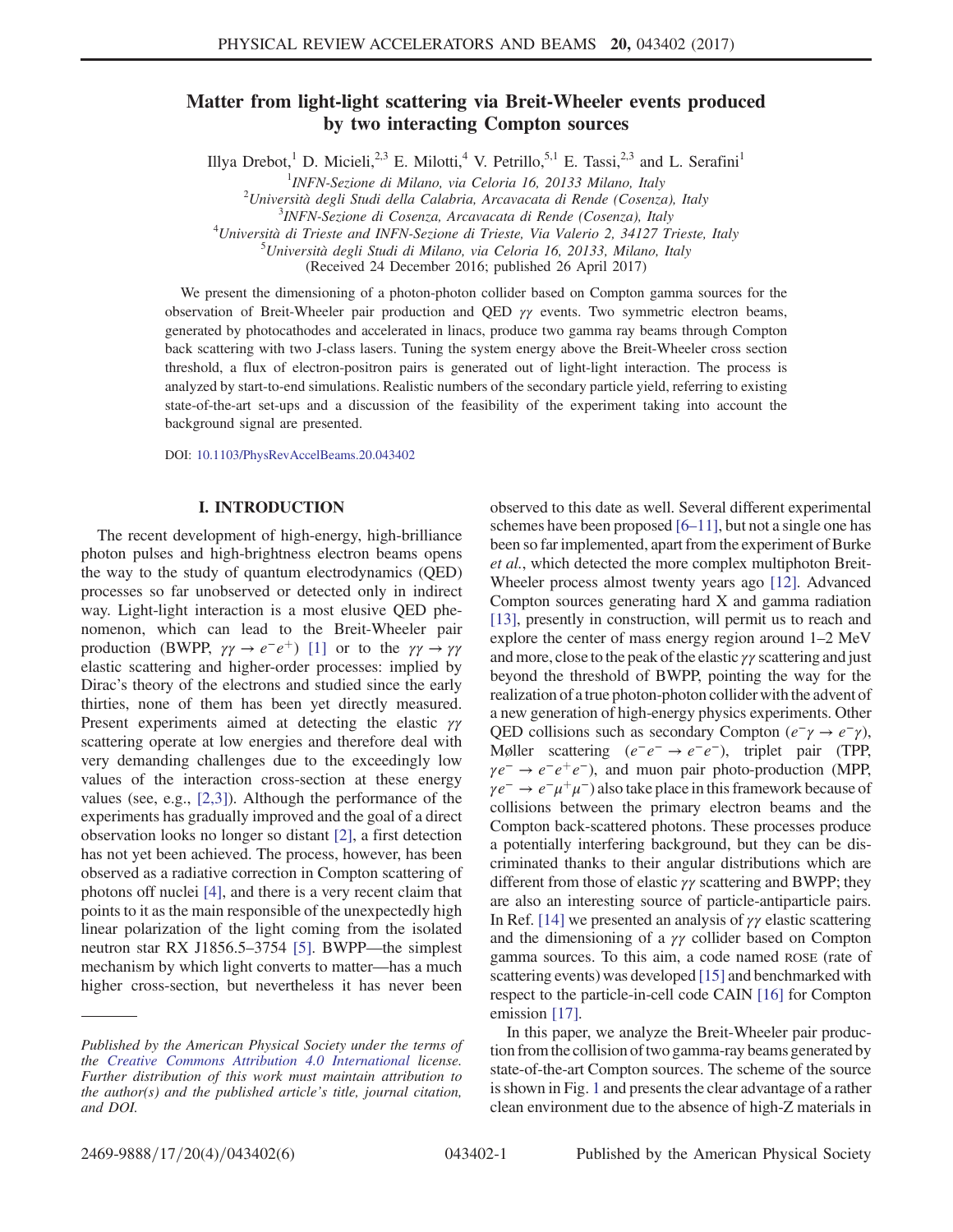# Matter from light-light scattering via Breit-Wheeler events produced by two interacting Compton sources

Illya Drebot,[1] D. Micieli,[2,3] E. Milotti,[4] V. Petrillo,[5,1] E. Tassi,[2,3] and L. Serafini[1]

[1] INFN-Sezione di Milano, via Celoria 16, 20133 Milano, Italy
[2] Università degli Studi della Calabria, Arcavacata di Rende (Cosenza), Italy
[3] INFN-Sezione di Cosenza, Arcavacata di Rende (Cosenza), Italy
[4] Università di Trieste and INFN-Sezione di Trieste, Via Valerio 2, 34127 Trieste, Italy
[5] Università degli Studi di Milano, via Celoria 16, 20133, Milano, Italy

(Received 24 December 2016; published 26 April 2017)

We present the dimensioning of a photon-photon collider based on Compton gamma sources for the observation of Breit-Wheeler pair production and QED $\gamma\gamma$ events. Two symmetric electron beams, generated by photocathodes and accelerated in linacs, produce two gamma ray beams through Compton back scattering with two J-class lasers. Tuning the system energy above the Breit-Wheeler cross section threshold, a flux of electron-positron pairs is generated out of light-light interaction. The process is analyzed by start-to-end simulations. Realistic numbers of the secondary particle yield, referring to existing state-of-the-art set-ups and a discussion of the feasibility of the experiment taking into account the background signal are presented.

DOI: 10.1103/PhysRevAccelBeams.20.043402

## I. INTRODUCTION

The recent development of high-energy, high-brilliance photon pulses and high-brightness electron beams opens the way to the study of quantum electrodynamics (QED) processes so far unobserved or detected only in indirect way. Light-light interaction is a most elusive QED phenomenon, which can lead to the Breit-Wheeler pair production (BWPP, $\gamma\gamma \to e^-e^+$) [1] or to the $\gamma\gamma \to \gamma\gamma$ elastic scattering and higher-order processes: implied by Dirac's theory of the electrons and studied since the early thirties, none of them has been yet directly measured. Present experiments aimed at detecting the elastic $\gamma\gamma$ scattering operate at low energies and therefore deal with very demanding challenges due to the exceedingly low values of the interaction cross-section at these energy values (see, e.g., [2,3]). Although the performance of the experiments has gradually improved and the goal of a direct observation looks no longer so distant [2], a first detection has not yet been achieved. The process, however, has been observed as a radiative correction in Compton scattering of photons off nuclei [4], and there is a very recent claim that points to it as the main responsible of the unexpectedly high linear polarization of the light coming from the isolated neutron star RX J1856.5–3754 [5]. BWPP—the simplest mechanism by which light converts to matter—has a much higher cross-section, but nevertheless it has never been observed to this date as well. Several different experimental schemes have been proposed [6–11], but not a single one has been so far implemented, apart from the experiment of Burke *et al.*, which detected the more complex multiphoton Breit-Wheeler process almost twenty years ago [12]. Advanced Compton sources generating hard X and gamma radiation [13], presently in construction, will permit us to reach and explore the center of mass energy region around 1–2 MeV and more, close to the peak of the elastic $\gamma\gamma$ scattering and just beyond the threshold of BWPP, pointing the way for the realization of a true photon-photon collider with the advent of a new generation of high-energy physics experiments. Other QED collisions such as secondary Compton ($e^-\gamma \to e^-\gamma$), Møller scattering ($e^-e^- \to e^-e^-$), triplet pair (TPP, $\gamma e^- \to e^-e^+e^-$), and muon pair photo-production (MPP, $\gamma e^- \to e^-\mu^+\mu^-$) also take place in this framework because of collisions between the primary electron beams and the Compton back-scattered photons. These processes produce a potentially interfering background, but they can be discriminated thanks to their angular distributions which are different from those of elastic $\gamma\gamma$ scattering and BWPP; they are also an interesting source of particle-antiparticle pairs. In Ref. [14] we presented an analysis of $\gamma\gamma$ elastic scattering and the dimensioning of a $\gamma\gamma$ collider based on Compton gamma sources. To this aim, a code named ROSE (rate of scattering events) was developed [15] and benchmarked with respect to the particle-in-cell code CAIN [16] for Compton emission [17].

In this paper, we analyze the Breit-Wheeler pair production from the collision of two gamma-ray beams generated by state-of-the-art Compton sources. The scheme of the source is shown in Fig. 1 and presents the clear advantage of a rather clean environment due to the absence of high-Z materials in

*Published by the American Physical Society under the terms of the Creative Commons Attribution 4.0 International license. Further distribution of this work must maintain attribution to the author(s) and the published article's title, journal citation, and DOI.*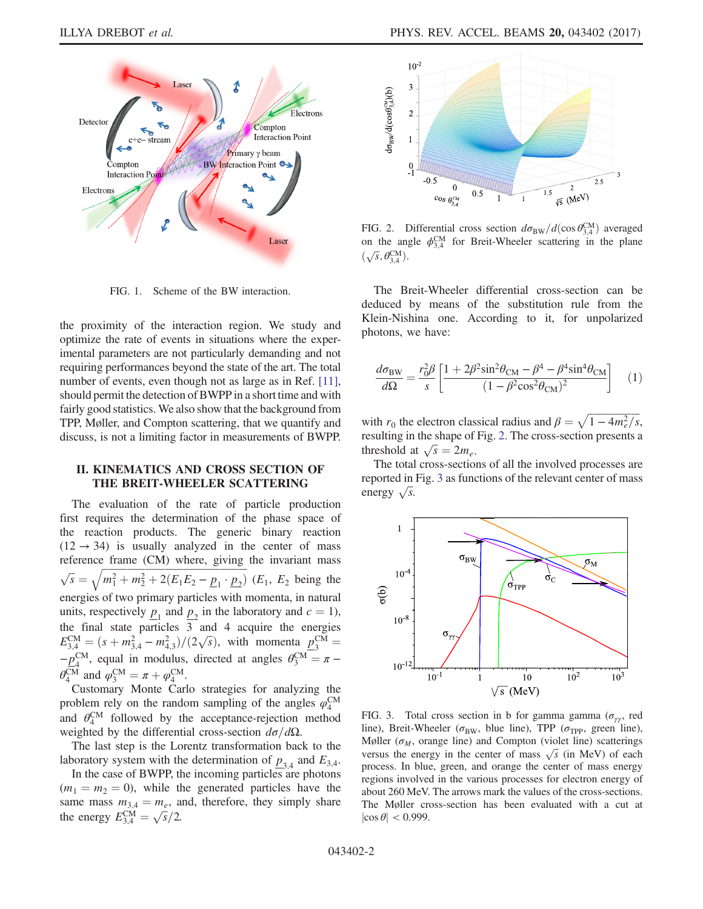FIG. 1. Scheme of the BW interaction.

the proximity of the interaction region. We study and optimize the rate of events in situations where the experimental parameters are not particularly demanding and not requiring performances beyond the state of the art. The total number of events, even though not as large as in Ref. [11], should permit the detection of BWPP in a short time and with fairly good statistics. We also show that the background from TPP, Møller, and Compton scattering, that we quantify and discuss, is not a limiting factor in measurements of BWPP.

## II. KINEMATICS AND CROSS SECTION OF THE BREIT-WHEELER SCATTERING

The evaluation of the rate of particle production first requires the determination of the phase space of the reaction products. The generic binary reaction $(12 \to 34)$ is usually analyzed in the center of mass reference frame (CM) where, giving the invariant mass $\sqrt{s} = \sqrt{m_1^2 + m_2^2 + 2(E_1 E_2 - \underline{p}_1 \cdot \underline{p}_2)}$ ($E_1$, $E_2$ being the energies of two primary particles with momenta, in natural units, respectively $\underline{p}_1$ and $\underline{p}_2$ in the laboratory and $c = 1$), the final state particles 3 and 4 acquire the energies $E_{3,4}^{\mathrm{CM}} = (s + m_{3,4}^2 - m_{4,3}^2)/(2\sqrt{s})$, with momenta $\underline{p}_3^{\mathrm{CM}} = -\underline{p}_4^{\mathrm{CM}}$, equal in modulus, directed at angles $\theta_3^{\mathrm{CM}} = \pi - \theta_4^{\mathrm{CM}}$ and $\varphi_3^{\mathrm{CM}} = \pi + \varphi_4^{\mathrm{CM}}$.

Customary Monte Carlo strategies for analyzing the problem rely on the random sampling of the angles $\varphi_4^{\mathrm{CM}}$ and $\theta_4^{\mathrm{CM}}$ followed by the acceptance-rejection method weighted by the differential cross-section $d\sigma/d\Omega$.

The last step is the Lorentz transformation back to the laboratory system with the determination of $\underline{p}_{3,4}$ and $E_{3,4}$.

In the case of BWPP, the incoming particles are photons ($m_1 = m_2 = 0$), while the generated particles have the same mass $m_{3,4} = m_e$, and, therefore, they simply share the energy $E_{3,4}^{\mathrm{CM}} = \sqrt{s}/2$.

FIG. 2. Differential cross section $d\sigma_{\mathrm{BW}}/d(\cos\theta_{3,4}^{\mathrm{CM}})$ averaged on the angle $\phi_{3,4}^{\mathrm{CM}}$ for Breit-Wheeler scattering in the plane $(\sqrt{s}, \theta_{3,4}^{\mathrm{CM}})$.

The Breit-Wheeler differential cross-section can be deduced by means of the substitution rule from the Klein-Nishina one. According to it, for unpolarized photons, we have:

$$\frac{d\sigma_{\mathrm{BW}}}{d\Omega} = \frac{r_0^2 \beta}{s} \left[ \frac{1 + 2\beta^2 \sin^2\theta_{\mathrm{CM}} - \beta^4 - \beta^4 \sin^4\theta_{\mathrm{CM}}}{(1 - \beta^2 \cos^2\theta_{\mathrm{CM}})^2} \right] \tag{1}$$

with $r_0$ the electron classical radius and $\beta = \sqrt{1 - 4m_e^2/s}$, resulting in the shape of Fig. 2. The cross-section presents a threshold at $\sqrt{s} = 2m_e$.

The total cross-sections of all the involved processes are reported in Fig. 3 as functions of the relevant center of mass energy $\sqrt{s}$.

FIG. 3. Total cross section in b for gamma gamma ($\sigma_{\gamma\gamma}$, red line), Breit-Wheeler ($\sigma_{\mathrm{BW}}$, blue line), TPP ($\sigma_{\mathrm{TPP}}$, green line), Møller ($\sigma_M$, orange line) and Compton (violet line) scatterings versus the energy in the center of mass $\sqrt{s}$ (in MeV) of each process. In blue, green, and orange the center of mass energy regions involved in the various processes for electron energy of about 260 MeV. The arrows mark the values of the cross-sections. The Møller cross-section has been evaluated with a cut at $|\cos\theta| < 0.999$.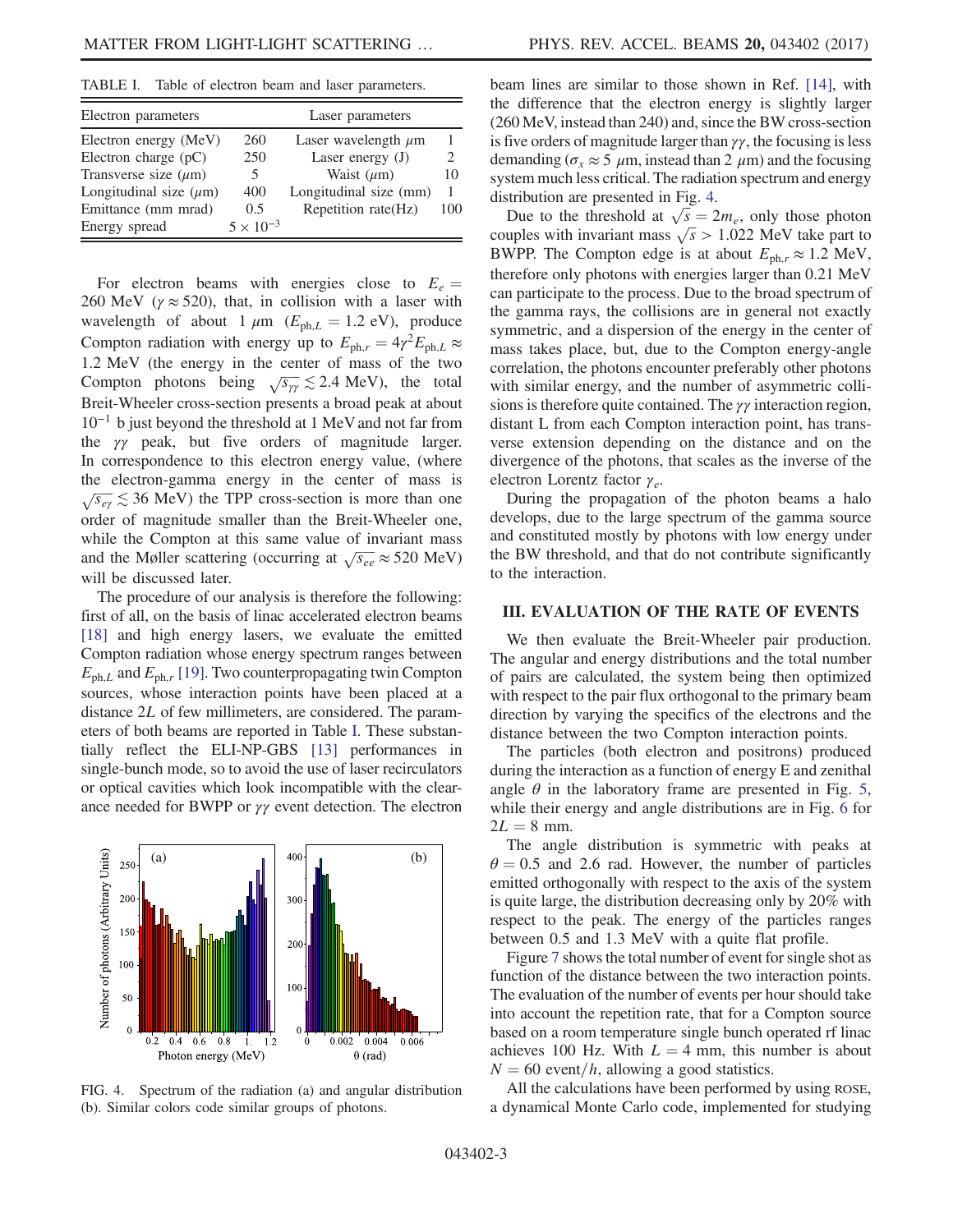TABLE I. Table of electron beam and laser parameters.

| Electron parameters | | Laser parameters | |
|---|---|---|---|
| Electron energy (MeV) | 260 | Laser wavelength $\mu$m | 1 |
| Electron charge (pC) | 250 | Laser energy (J) | 2 |
| Transverse size ($\mu$m) | 5 | Waist ($\mu$m) | 10 |
| Longitudinal size ($\mu$m) | 400 | Longitudinal size (mm) | 1 |
| Emittance (mm mrad) | 0.5 | Repetition rate(Hz) | 100 |
| Energy spread | $5 \times 10^{-3}$ | | |

For electron beams with energies close to $E_e = 260$ MeV ($\gamma \approx 520$), that, in collision with a laser with wavelength of about 1 $\mu$m ($E_{\mathrm{ph},L} = 1.2$ eV), produce Compton radiation with energy up to $E_{\mathrm{ph},r} = 4\gamma^2 E_{\mathrm{ph},L} \approx 1.2$ MeV (the energy in the center of mass of the two Compton photons being $\sqrt{s_{\gamma\gamma}} \lesssim 2.4$ MeV), the total Breit-Wheeler cross-section presents a broad peak at about $10^{-1}$ b just beyond the threshold at 1 MeV and not far from the $\gamma\gamma$ peak, but five orders of magnitude larger. In correspondence to this electron energy value, (where the electron-gamma energy in the center of mass is $\sqrt{s_{e\gamma}} \lesssim 36$ MeV) the TPP cross-section is more than one order of magnitude smaller than the Breit-Wheeler one, while the Compton at this same value of invariant mass and the Møller scattering (occurring at $\sqrt{s_{ee}} \approx 520$ MeV) will be discussed later.

The procedure of our analysis is therefore the following: first of all, on the basis of linac accelerated electron beams [18] and high energy lasers, we evaluate the emitted Compton radiation whose energy spectrum ranges between $E_{\mathrm{ph},L}$ and $E_{\mathrm{ph},r}$ [19]. Two counterpropagating twin Compton sources, whose interaction points have been placed at a distance $2L$ of few millimeters, are considered. The parameters of both beams are reported in Table I. These substantially reflect the ELI-NP-GBS [13] performances in single-bunch mode, so to avoid the use of laser recirculators or optical cavities which look incompatible with the clearance needed for BWPP or $\gamma\gamma$ event detection. The electron beam lines are similar to those shown in Ref. [14], with the difference that the electron energy is slightly larger (260 MeV, instead than 240) and, since the BW cross-section is five orders of magnitude larger than $\gamma\gamma$, the focusing is less demanding ($\sigma_x \approx 5$ $\mu$m, instead than 2 $\mu$m) and the focusing system much less critical. The radiation spectrum and energy distribution are presented in Fig. 4.

FIG. 4. Spectrum of the radiation (a) and angular distribution (b). Similar colors code similar groups of photons.

Due to the threshold at $\sqrt{s} = 2m_e$, only those photon couples with invariant mass $\sqrt{s} > 1.022$ MeV take part to BWPP. The Compton edge is at about $E_{\mathrm{ph},r} \approx 1.2$ MeV, therefore only photons with energies larger than 0.21 MeV can participate to the process. Due to the broad spectrum of the gamma rays, the collisions are in general not exactly symmetric, and a dispersion of the energy in the center of mass takes place, but, due to the Compton energy-angle correlation, the photons encounter preferably other photons with similar energy, and the number of asymmetric collisions is therefore quite contained. The $\gamma\gamma$ interaction region, distant L from each Compton interaction point, has transverse extension depending on the distance and on the divergence of the photons, that scales as the inverse of the electron Lorentz factor $\gamma_e$.

During the propagation of the photon beams a halo develops, due to the large spectrum of the gamma source and constituted mostly by photons with low energy under the BW threshold, and that do not contribute significantly to the interaction.

## III. EVALUATION OF THE RATE OF EVENTS

We then evaluate the Breit-Wheeler pair production. The angular and energy distributions and the total number of pairs are calculated, the system being then optimized with respect to the pair flux orthogonal to the primary beam direction by varying the specifics of the electrons and the distance between the two Compton interaction points.

The particles (both electron and positrons) produced during the interaction as a function of energy E and zenithal angle $\theta$ in the laboratory frame are presented in Fig. 5, while their energy and angle distributions are in Fig. 6 for $2L = 8$ mm.

The angle distribution is symmetric with peaks at $\theta = 0.5$ and 2.6 rad. However, the number of particles emitted orthogonally with respect to the axis of the system is quite large, the distribution decreasing only by 20% with respect to the peak. The energy of the particles ranges between 0.5 and 1.3 MeV with a quite flat profile.

Figure 7 shows the total number of event for single shot as function of the distance between the two interaction points. The evaluation of the number of events per hour should take into account the repetition rate, that for a Compton source based on a room temperature single bunch operated rf linac achieves 100 Hz. With $L = 4$ mm, this number is about $N = 60$ event/$h$, allowing a good statistics.

All the calculations have been performed by using ROSE, a dynamical Monte Carlo code, implemented for studying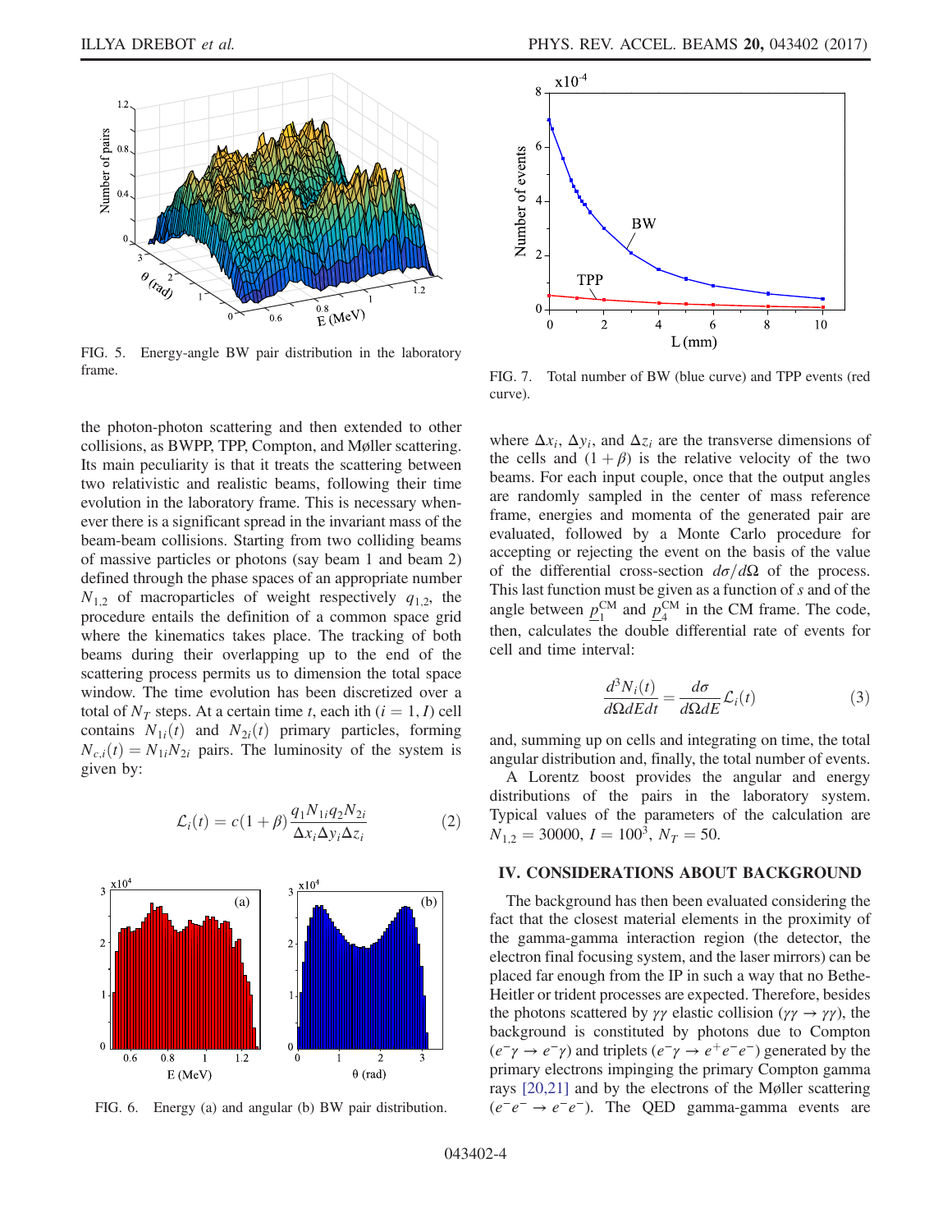FIG. 5. Energy-angle BW pair distribution in the laboratory frame.

FIG. 7. Total number of BW (blue curve) and TPP events (red curve).

the photon-photon scattering and then extended to other collisions, as BWPP, TPP, Compton, and Møller scattering. Its main peculiarity is that it treats the scattering between two relativistic and realistic beams, following their time evolution in the laboratory frame. This is necessary whenever there is a significant spread in the invariant mass of the beam-beam collisions. Starting from two colliding beams of massive particles or photons (say beam 1 and beam 2) defined through the phase spaces of an appropriate number $N_{1,2}$ of macroparticles of weight respectively $q_{1,2}$, the procedure entails the definition of a common space grid where the kinematics takes place. The tracking of both beams during their overlapping up to the end of the scattering process permits us to dimension the total space window. The time evolution has been discretized over a total of $N_T$ steps. At a certain time $t$, each ith ($i = 1, I$) cell contains $N_{1i}(t)$ and $N_{2i}(t)$ primary particles, forming $N_{c,i}(t) = N_{1i}N_{2i}$ pairs. The luminosity of the system is given by:

$$\mathcal{L}_i(t) = c(1+\beta)\frac{q_1 N_{1i} q_2 N_{2i}}{\Delta x_i \Delta y_i \Delta z_i} \tag{2}$$

FIG. 6. Energy (a) and angular (b) BW pair distribution.

where $\Delta x_i$, $\Delta y_i$, and $\Delta z_i$ are the transverse dimensions of the cells and $(1+\beta)$ is the relative velocity of the two beams. For each input couple, once that the output angles are randomly sampled in the center of mass reference frame, energies and momenta of the generated pair are evaluated, followed by a Monte Carlo procedure for accepting or rejecting the event on the basis of the value of the differential cross-section $d\sigma/d\Omega$ of the process. This last function must be given as a function of $s$ and of the angle between $\underline{p}_1^{\mathrm{CM}}$ and $\underline{p}_4^{\mathrm{CM}}$ in the CM frame. The code, then, calculates the double differential rate of events for cell and time interval:

$$\frac{d^3 N_i(t)}{d\Omega dE dt} = \frac{d\sigma}{d\Omega dE}\mathcal{L}_i(t) \tag{3}$$

and, summing up on cells and integrating on time, the total angular distribution and, finally, the total number of events.

A Lorentz boost provides the angular and energy distributions of the pairs in the laboratory system. Typical values of the parameters of the calculation are $N_{1,2} = 30000$, $I = 100^3$, $N_T = 50$.

## IV. CONSIDERATIONS ABOUT BACKGROUND

The background has then been evaluated considering the fact that the closest material elements in the proximity of the gamma-gamma interaction region (the detector, the electron final focusing system, and the laser mirrors) can be placed far enough from the IP in such a way that no Bethe-Heitler or trident processes are expected. Therefore, besides the photons scattered by $\gamma\gamma$ elastic collision ($\gamma\gamma \to \gamma\gamma$), the background is constituted by photons due to Compton ($e^-\gamma \to e^-\gamma$) and triplets ($e^-\gamma \to e^+e^-e^-$) generated by the primary electrons impinging the primary Compton gamma rays [20,21] and by the electrons of the Møller scattering ($e^-e^- \to e^-e^-$). The QED gamma-gamma events are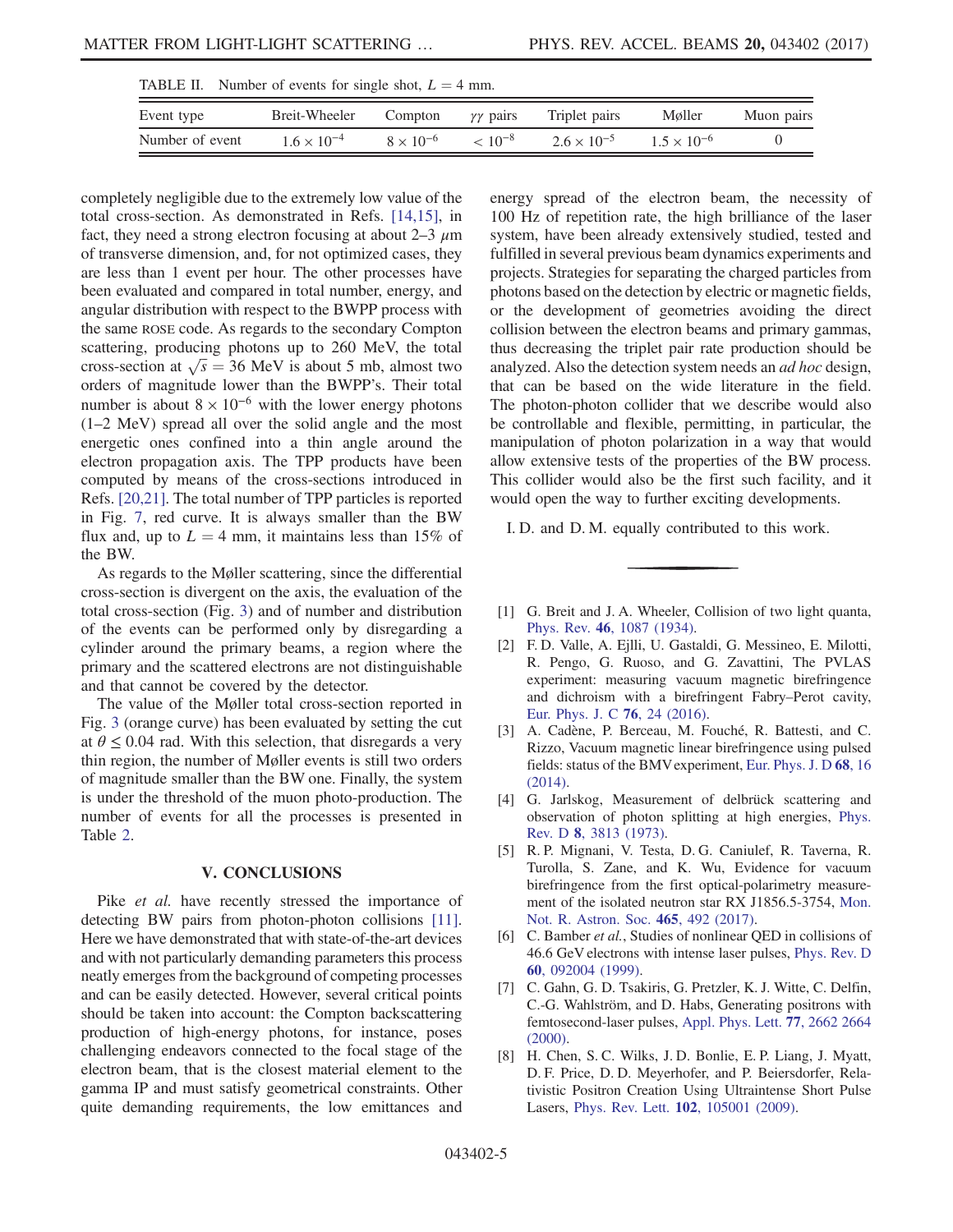TABLE II. Number of events for single shot, $L = 4$ mm.

| Event type | Breit-Wheeler | Compton | $\gamma\gamma$ pairs | Triplet pairs | Møller | Muon pairs |
|---|---|---|---|---|---|---|
| Number of event | $1.6 \times 10^{-4}$ | $8 \times 10^{-6}$ | $< 10^{-8}$ | $2.6 \times 10^{-5}$ | $1.5 \times 10^{-6}$ | 0 |

completely negligible due to the extremely low value of the total cross-section. As demonstrated in Refs. [14,15], in fact, they need a strong electron focusing at about 2–3 $\mu$m of transverse dimension, and, for not optimized cases, they are less than 1 event per hour. The other processes have been evaluated and compared in total number, energy, and angular distribution with respect to the BWPP process with the same ROSE code. As regards to the secondary Compton scattering, producing photons up to 260 MeV, the total cross-section at $\sqrt{s} = 36$ MeV is about 5 mb, almost two orders of magnitude lower than the BWPP's. Their total number is about $8 \times 10^{-6}$ with the lower energy photons (1–2 MeV) spread all over the solid angle and the most energetic ones confined into a thin angle around the electron propagation axis. The TPP products have been computed by means of the cross-sections introduced in Refs. [20,21]. The total number of TPP particles is reported in Fig. 7, red curve. It is always smaller than the BW flux and, up to $L = 4$ mm, it maintains less than 15% of the BW.

As regards to the Møller scattering, since the differential cross-section is divergent on the axis, the evaluation of the total cross-section (Fig. 3) and of number and distribution of the events can be performed only by disregarding a cylinder around the primary beams, a region where the primary and the scattered electrons are not distinguishable and that cannot be covered by the detector.

The value of the Møller total cross-section reported in Fig. 3 (orange curve) has been evaluated by setting the cut at $\theta \leq 0.04$ rad. With this selection, that disregards a very thin region, the number of Møller events is still two orders of magnitude smaller than the BW one. Finally, the system is under the threshold of the muon photo-production. The number of events for all the processes is presented in Table 2.

## V. CONCLUSIONS

Pike *et al.* have recently stressed the importance of detecting BW pairs from photon-photon collisions [11]. Here we have demonstrated that with state-of-the-art devices and with not particularly demanding parameters this process neatly emerges from the background of competing processes and can be easily detected. However, several critical points should be taken into account: the Compton backscattering production of high-energy photons, for instance, poses challenging endeavors connected to the focal stage of the electron beam, that is the closest material element to the gamma IP and must satisfy geometrical constraints. Other quite demanding requirements, the low emittances and energy spread of the electron beam, the necessity of 100 Hz of repetition rate, the high brilliance of the laser system, have been already extensively studied, tested and fulfilled in several previous beam dynamics experiments and projects. Strategies for separating the charged particles from photons based on the detection by electric or magnetic fields, or the development of geometries avoiding the direct collision between the electron beams and primary gammas, thus decreasing the triplet pair rate production should be analyzed. Also the detection system needs an *ad hoc* design, that can be based on the wide literature in the field. The photon-photon collider that we describe would also be controllable and flexible, permitting, in particular, the manipulation of photon polarization in a way that would allow extensive tests of the properties of the BW process. This collider would also be the first such facility, and it would open the way to further exciting developments.

I. D. and D. M. equally contributed to this work.

---

[1] G. Breit and J. A. Wheeler, Collision of two light quanta, Phys. Rev. **46**, 1087 (1934).

[2] F. D. Valle, A. Ejlli, U. Gastaldi, G. Messineo, E. Milotti, R. Pengo, G. Ruoso, and G. Zavattini, The PVLAS experiment: measuring vacuum magnetic birefringence and dichroism with a birefringent Fabry–Perot cavity, Eur. Phys. J. C **76**, 24 (2016).

[3] A. Cadène, P. Berceau, M. Fouché, R. Battesti, and C. Rizzo, Vacuum magnetic linear birefringence using pulsed fields: status of the BMV experiment, Eur. Phys. J. D **68**, 16 (2014).

[4] G. Jarlskog, Measurement of delbrück scattering and observation of photon splitting at high energies, Phys. Rev. D **8**, 3813 (1973).

[5] R. P. Mignani, V. Testa, D. G. Caniulef, R. Taverna, R. Turolla, S. Zane, and K. Wu, Evidence for vacuum birefringence from the first optical-polarimetry measurement of the isolated neutron star RX J1856.5-3754, Mon. Not. R. Astron. Soc. **465**, 492 (2017).

[6] C. Bamber *et al.*, Studies of nonlinear QED in collisions of 46.6 GeV electrons with intense laser pulses, Phys. Rev. D **60**, 092004 (1999).

[7] C. Gahn, G. D. Tsakiris, G. Pretzler, K. J. Witte, C. Delfin, C.-G. Wahlström, and D. Habs, Generating positrons with femtosecond-laser pulses, Appl. Phys. Lett. **77**, 2662 2664 (2000).

[8] H. Chen, S. C. Wilks, J. D. Bonlie, E. P. Liang, J. Myatt, D. F. Price, D. D. Meyerhofer, and P. Beiersdorfer, Relativistic Positron Creation Using Ultraintense Short Pulse Lasers, Phys. Rev. Lett. **102**, 105001 (2009).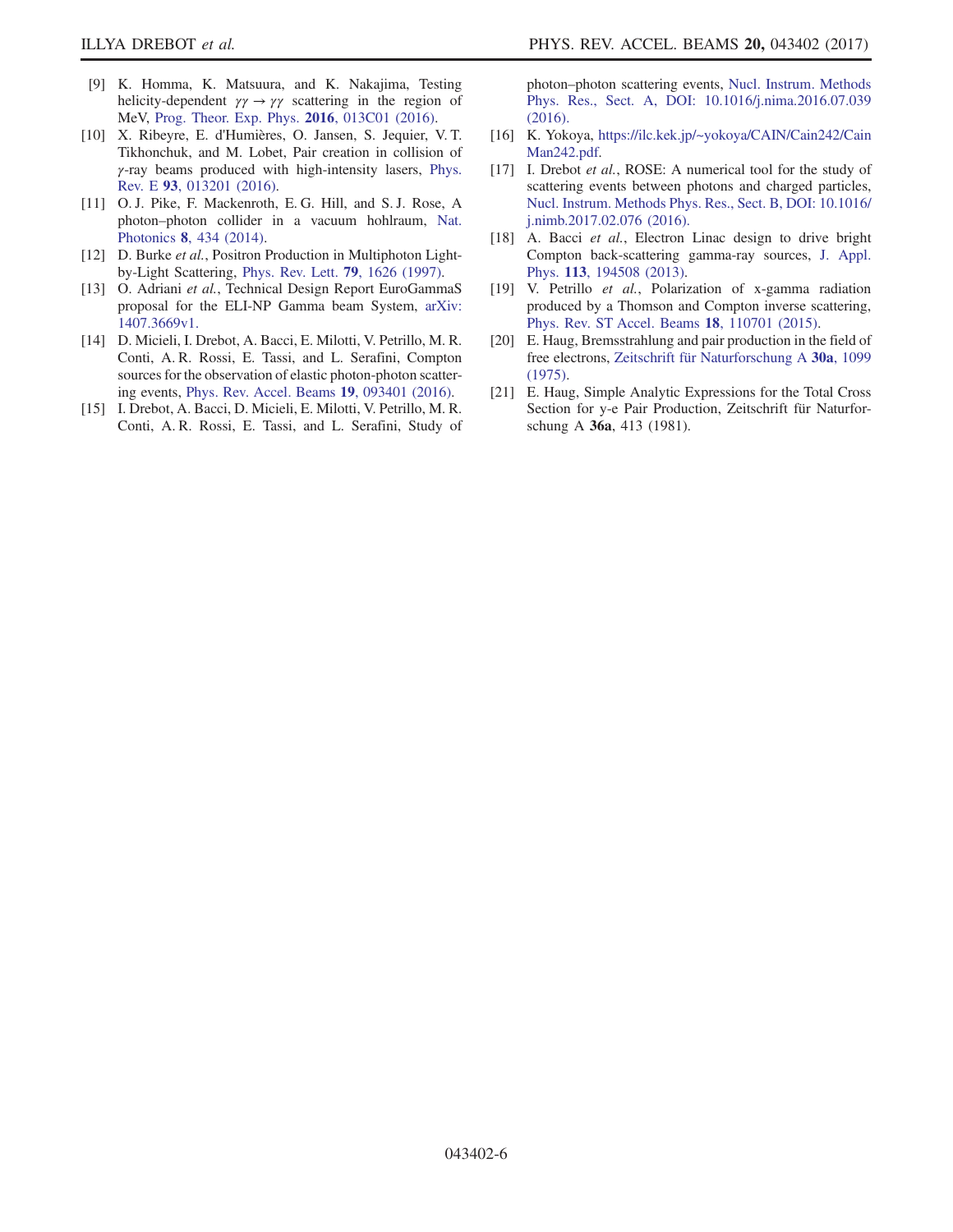[9] K. Homma, K. Matsuura, and K. Nakajima, Testing helicity-dependent $\gamma\gamma \to \gamma\gamma$ scattering in the region of MeV, Prog. Theor. Exp. Phys. **2016**, 013C01 (2016).

[10] X. Ribeyre, E. d'Humières, O. Jansen, S. Jequier, V. T. Tikhonchuk, and M. Lobet, Pair creation in collision of $\gamma$-ray beams produced with high-intensity lasers, Phys. Rev. E **93**, 013201 (2016).

[11] O. J. Pike, F. Mackenroth, E. G. Hill, and S. J. Rose, A photon–photon collider in a vacuum hohlraum, Nat. Photonics **8**, 434 (2014).

[12] D. Burke *et al.*, Positron Production in Multiphoton Light-by-Light Scattering, Phys. Rev. Lett. **79**, 1626 (1997).

[13] O. Adriani *et al.*, Technical Design Report EuroGammaS proposal for the ELI-NP Gamma beam System, arXiv: 1407.3669v1.

[14] D. Micieli, I. Drebot, A. Bacci, E. Milotti, V. Petrillo, M. R. Conti, A. R. Rossi, E. Tassi, and L. Serafini, Compton sources for the observation of elastic photon-photon scattering events, Phys. Rev. Accel. Beams **19**, 093401 (2016).

[15] I. Drebot, A. Bacci, D. Micieli, E. Milotti, V. Petrillo, M. R. Conti, A. R. Rossi, E. Tassi, and L. Serafini, Study of photon–photon scattering events, Nucl. Instrum. Methods Phys. Res., Sect. A, DOI: 10.1016/j.nima.2016.07.039 (2016).

[16] K. Yokoya, https://ilc.kek.jp/~yokoya/CAIN/Cain242/CainMan242.pdf.

[17] I. Drebot *et al.*, ROSE: A numerical tool for the study of scattering events between photons and charged particles, Nucl. Instrum. Methods Phys. Res., Sect. B, DOI: 10.1016/j.nimb.2017.02.076 (2016).

[18] A. Bacci *et al.*, Electron Linac design to drive bright Compton back-scattering gamma-ray sources, J. Appl. Phys. **113**, 194508 (2013).

[19] V. Petrillo *et al.*, Polarization of x-gamma radiation produced by a Thomson and Compton inverse scattering, Phys. Rev. ST Accel. Beams **18**, 110701 (2015).

[20] E. Haug, Bremsstrahlung and pair production in the field of free electrons, Zeitschrift für Naturforschung A **30a**, 1099 (1975).

[21] E. Haug, Simple Analytic Expressions for the Total Cross Section for y-e Pair Production, Zeitschrift für Naturforschung A **36a**, 413 (1981).